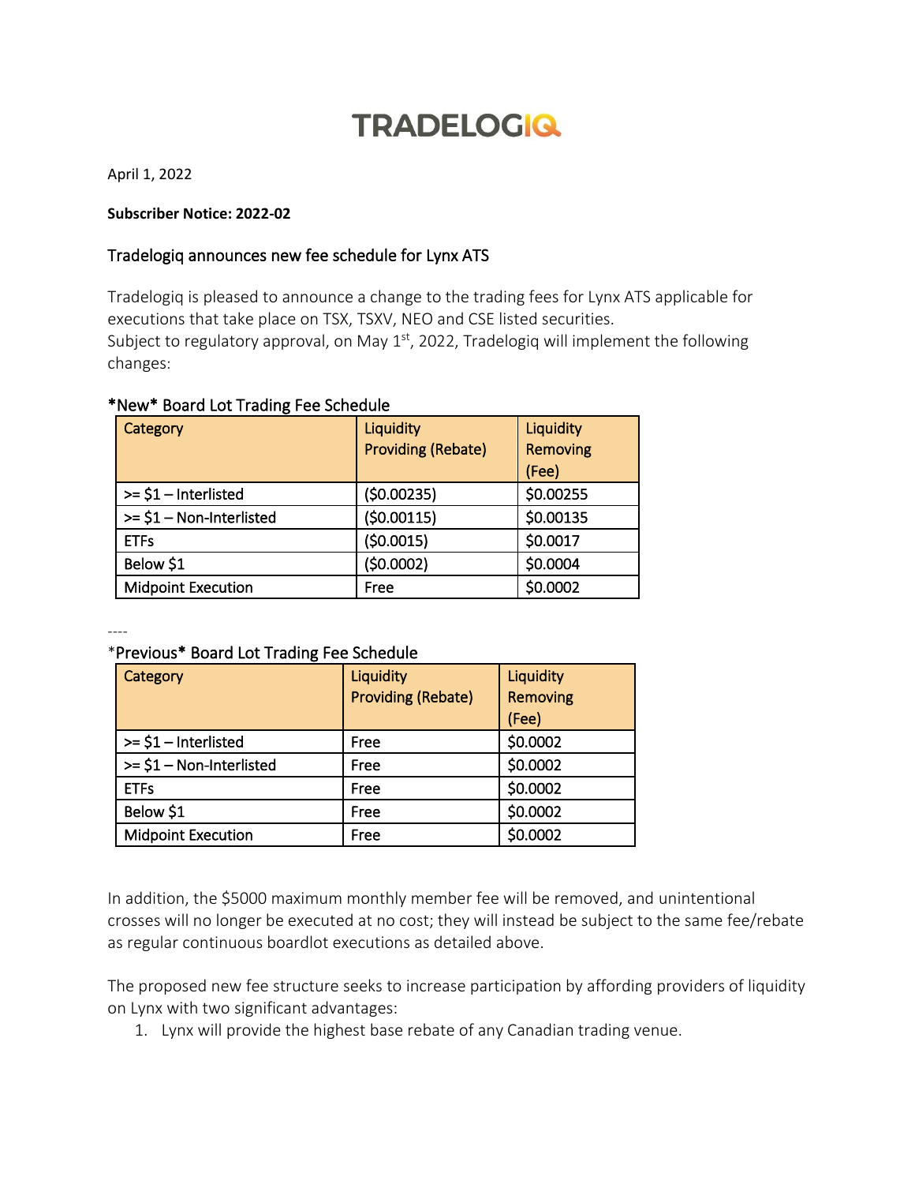# TRADELOGIQ

April 1, 2022

**Subscriber Notice: 2022-02**

## Tradelogiq announces new fee schedule for Lynx ATS

Tradelogiq is pleased to announce a change to the trading fees for Lynx ATS applicable for executions that take place on TSX, TSXV, NEO and CSE listed securities.
Subject to regulatory approval, on May 1st, 2022, Tradelogiq will implement the following changes:

### *New* Board Lot Trading Fee Schedule

| Category | Liquidity Providing (Rebate) | Liquidity Removing (Fee) |
| --- | --- | --- |
| >= $1 – Interlisted | ($0.00235) | $0.00255 |
| >= $1 – Non-Interlisted | ($0.00115) | $0.00135 |
| ETFs | ($0.0015) | $0.0017 |
| Below $1 | ($0.0002) | $0.0004 |
| Midpoint Execution | Free | $0.0002 |

----

### *Previous* Board Lot Trading Fee Schedule

| Category | Liquidity Providing (Rebate) | Liquidity Removing (Fee) |
| --- | --- | --- |
| >= $1 – Interlisted | Free | $0.0002 |
| >= $1 – Non-Interlisted | Free | $0.0002 |
| ETFs | Free | $0.0002 |
| Below $1 | Free | $0.0002 |
| Midpoint Execution | Free | $0.0002 |

In addition, the $5000 maximum monthly member fee will be removed, and unintentional crosses will no longer be executed at no cost; they will instead be subject to the same fee/rebate as regular continuous boardlot executions as detailed above.

The proposed new fee structure seeks to increase participation by affording providers of liquidity on Lynx with two significant advantages:

1. Lynx will provide the highest base rebate of any Canadian trading venue.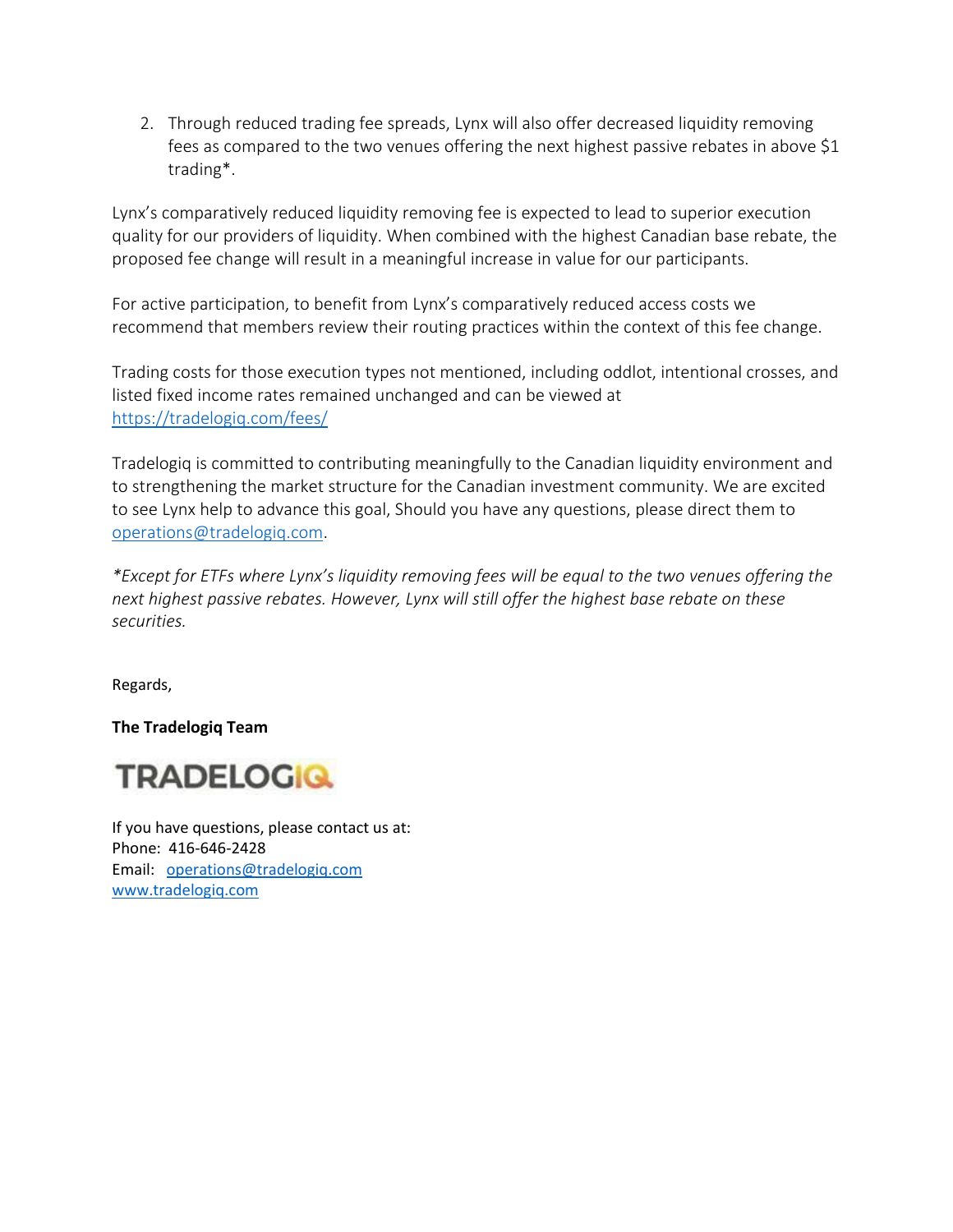2. Through reduced trading fee spreads, Lynx will also offer decreased liquidity removing fees as compared to the two venues offering the next highest passive rebates in above $1 trading*.

Lynx's comparatively reduced liquidity removing fee is expected to lead to superior execution quality for our providers of liquidity. When combined with the highest Canadian base rebate, the proposed fee change will result in a meaningful increase in value for our participants.

For active participation, to benefit from Lynx's comparatively reduced access costs we recommend that members review their routing practices within the context of this fee change.

Trading costs for those execution types not mentioned, including oddlot, intentional crosses, and listed fixed income rates remained unchanged and can be viewed at [https://tradelogiq.com/fees/](https://tradelogiq.com/fees/)

Tradelogiq is committed to contributing meaningfully to the Canadian liquidity environment and to strengthening the market structure for the Canadian investment community. We are excited to see Lynx help to advance this goal, Should you have any questions, please direct them to [operations@tradelogiq.com](mailto:operations@tradelogiq.com).

*\*Except for ETFs where Lynx's liquidity removing fees will be equal to the two venues offering the next highest passive rebates. However, Lynx will still offer the highest base rebate on these securities.*

Regards,

**The Tradelogiq Team**

TRADELOGIQ

If you have questions, please contact us at:
Phone: 416-646-2428
Email: [operations@tradelogiq.com](mailto:operations@tradelogiq.com)
[www.tradelogiq.com](http://www.tradelogiq.com)